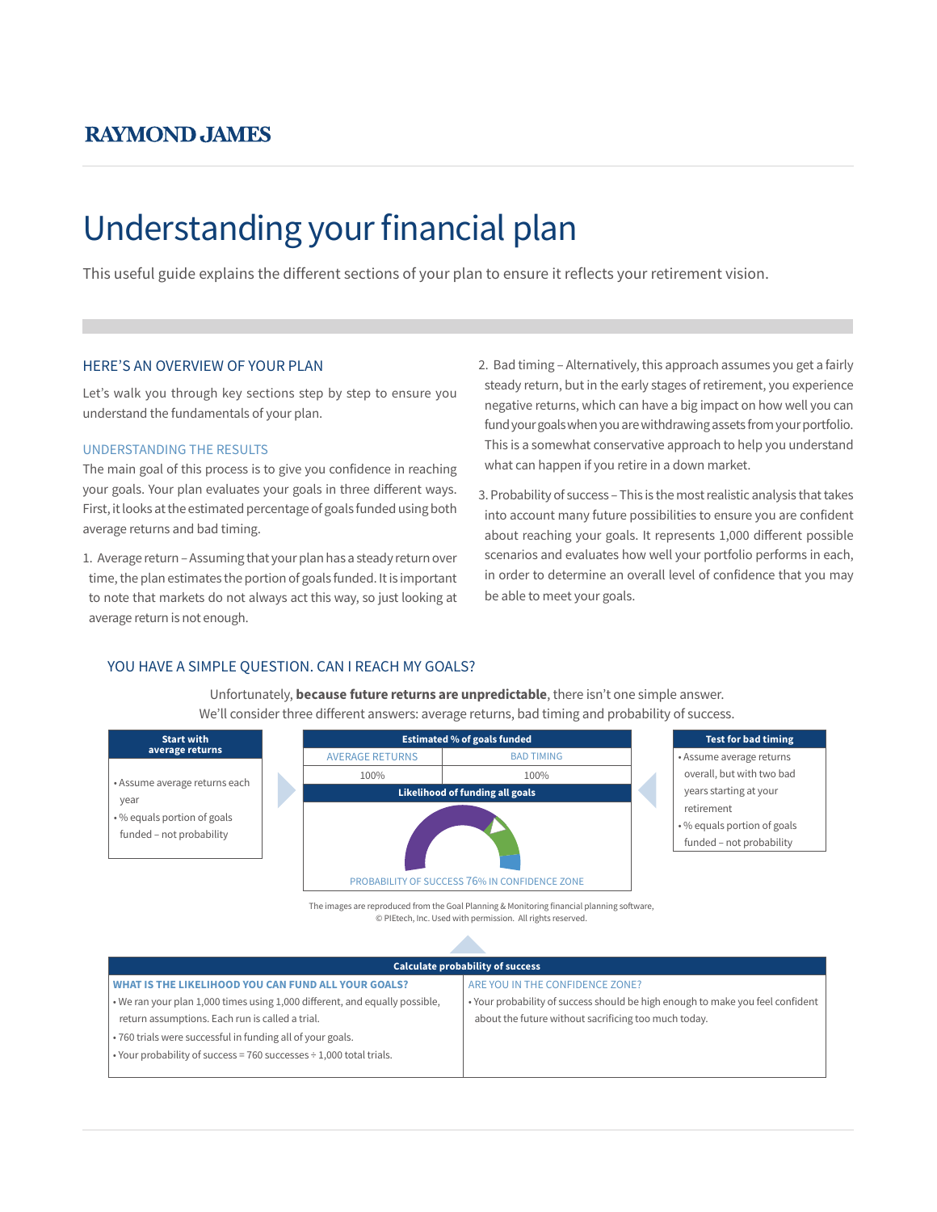**RAYMOND JAMES**

# Understanding your financial plan

This useful guide explains the different sections of your plan to ensure it reflects your retirement vision.

## HERE'S AN OVERVIEW OF YOUR PLAN

Let's walk you through key sections step by step to ensure you understand the fundamentals of your plan.

### UNDERSTANDING THE RESULTS

The main goal of this process is to give you confidence in reaching your goals. Your plan evaluates your goals in three different ways. First, it looks at the estimated percentage of goals funded using both average returns and bad timing.

1. Average return – Assuming that your plan has a steady return over time, the plan estimates the portion of goals funded. It is important to note that markets do not always act this way, so just looking at average return is not enough.
2. Bad timing – Alternatively, this approach assumes you get a fairly steady return, but in the early stages of retirement, you experience negative returns, which can have a big impact on how well you can fund your goals when you are withdrawing assets from your portfolio. This is a somewhat conservative approach to help you understand what can happen if you retire in a down market.
3. Probability of success – This is the most realistic analysis that takes into account many future possibilities to ensure you are confident about reaching your goals. It represents 1,000 different possible scenarios and evaluates how well your portfolio performs in each, in order to determine an overall level of confidence that you may be able to meet your goals.

## YOU HAVE A SIMPLE QUESTION. CAN I REACH MY GOALS?

Unfortunately, **because future returns are unpredictable**, there isn't one simple answer. We'll consider three different answers: average returns, bad timing and probability of success.

**Start with average returns**

- Assume average returns each year
- % equals portion of goals funded – not probability

**Estimated % of goals funded**

| AVERAGE RETURNS | BAD TIMING |
| --- | --- |
| 100% | 100% |

**Likelihood of funding all goals**

PROBABILITY OF SUCCESS 76% IN CONFIDENCE ZONE

**Test for bad timing**

- Assume average returns overall, but with two bad years starting at your retirement
- % equals portion of goals funded – not probability

The images are reproduced from the Goal Planning & Monitoring financial planning software, © PIEtech, Inc. Used with permission. All rights reserved.

**Calculate probability of success**

| WHAT IS THE LIKELIHOOD YOU CAN FUND ALL YOUR GOALS? | ARE YOU IN THE CONFIDENCE ZONE? |
| --- | --- |
| • We ran your plan 1,000 times using 1,000 different, and equally possible, return assumptions. Each run is called a trial.<br>• 760 trials were successful in funding all of your goals.<br>• Your probability of success = 760 successes ÷ 1,000 total trials. | • Your probability of success should be high enough to make you feel confident about the future without sacrificing too much today. |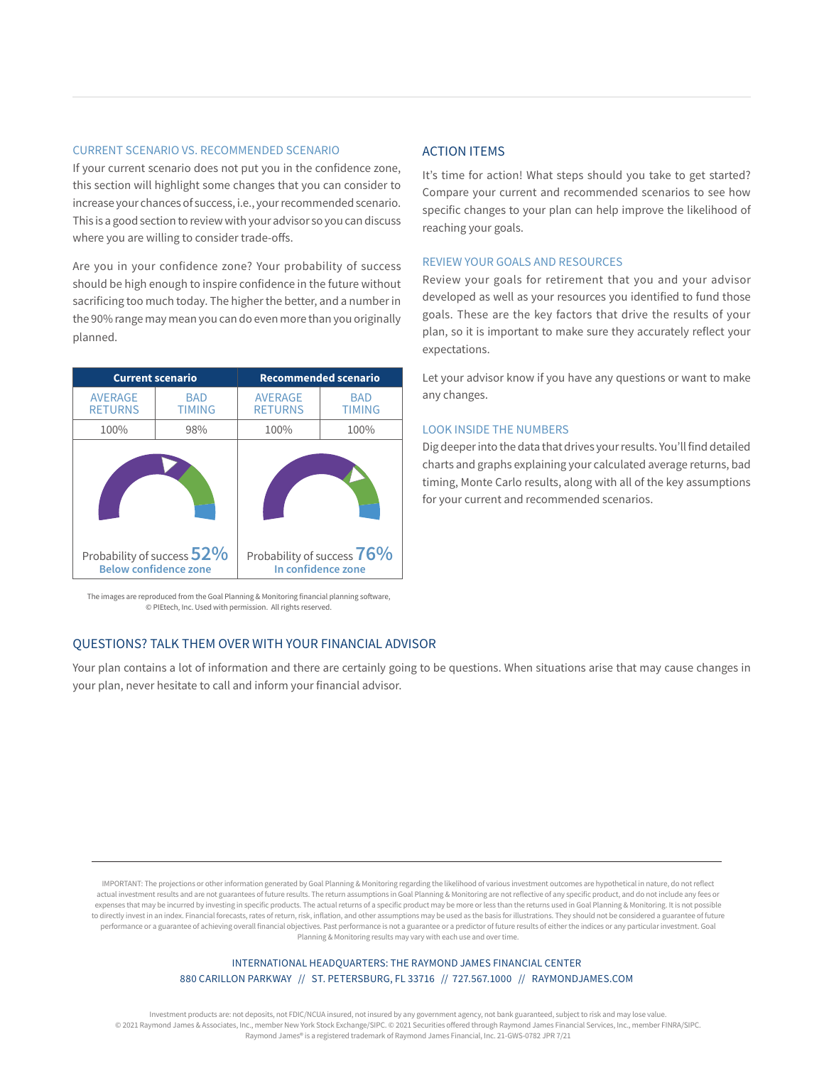## CURRENT SCENARIO VS. RECOMMENDED SCENARIO

If your current scenario does not put you in the confidence zone, this section will highlight some changes that you can consider to increase your chances of success, i.e., your recommended scenario. This is a good section to review with your advisor so you can discuss where you are willing to consider trade-offs.

Are you in your confidence zone? Your probability of success should be high enough to inspire confidence in the future without sacrificing too much today. The higher the better, and a number in the 90% range may mean you can do even more than you originally planned.

| Current scenario | | Recommended scenario | |
|---|---|---|---|
| AVERAGE RETURNS | BAD TIMING | AVERAGE RETURNS | BAD TIMING |
| 100% | 98% | 100% | 100% |
| Probability of success **52%** Below confidence zone | | Probability of success **76%** In confidence zone | |

The images are reproduced from the Goal Planning & Monitoring financial planning software, © PIEtech, Inc. Used with permission. All rights reserved.

## ACTION ITEMS

It's time for action! What steps should you take to get started? Compare your current and recommended scenarios to see how specific changes to your plan can help improve the likelihood of reaching your goals.

### REVIEW YOUR GOALS AND RESOURCES

Review your goals for retirement that you and your advisor developed as well as your resources you identified to fund those goals. These are the key factors that drive the results of your plan, so it is important to make sure they accurately reflect your expectations.

Let your advisor know if you have any questions or want to make any changes.

### LOOK INSIDE THE NUMBERS

Dig deeper into the data that drives your results. You'll find detailed charts and graphs explaining your calculated average returns, bad timing, Monte Carlo results, along with all of the key assumptions for your current and recommended scenarios.

## QUESTIONS? TALK THEM OVER WITH YOUR FINANCIAL ADVISOR

Your plan contains a lot of information and there are certainly going to be questions. When situations arise that may cause changes in your plan, never hesitate to call and inform your financial advisor.

---

IMPORTANT: The projections or other information generated by Goal Planning & Monitoring regarding the likelihood of various investment outcomes are hypothetical in nature, do not reflect actual investment results and are not guarantees of future results. The return assumptions in Goal Planning & Monitoring are not reflective of any specific product, and do not include any fees or expenses that may be incurred by investing in specific products. The actual returns of a specific product may be more or less than the returns used in Goal Planning & Monitoring. It is not possible to directly invest in an index. Financial forecasts, rates of return, risk, inflation, and other assumptions may be used as the basis for illustrations. They should not be considered a guarantee of future performance or a guarantee of achieving overall financial objectives. Past performance is not a guarantee or a predictor of future results of either the indices or any particular investment. Goal Planning & Monitoring results may vary with each use and over time.

INTERNATIONAL HEADQUARTERS: THE RAYMOND JAMES FINANCIAL CENTER
880 CARILLON PARKWAY // ST. PETERSBURG, FL 33716 // 727.567.1000 // RAYMONDJAMES.COM

Investment products are: not deposits, not FDIC/NCUA insured, not insured by any government agency, not bank guaranteed, subject to risk and may lose value.
© 2021 Raymond James & Associates, Inc., member New York Stock Exchange/SIPC. © 2021 Securities offered through Raymond James Financial Services, Inc., member FINRA/SIPC.
Raymond James® is a registered trademark of Raymond James Financial, Inc. 21-GWS-0782 JPR 7/21